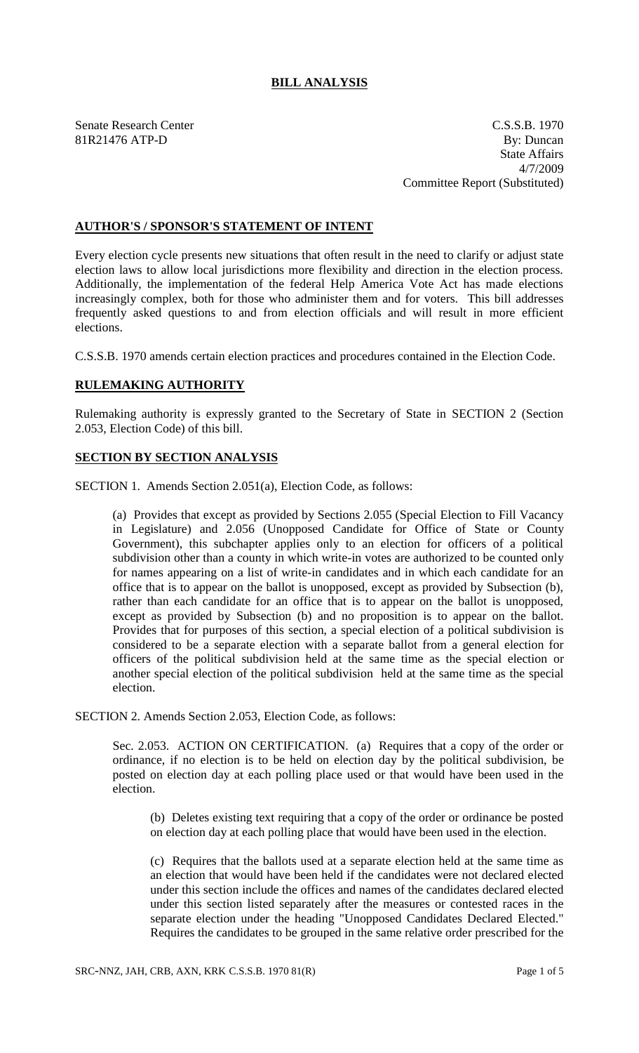# BILL ANALYSIS

Senate Research Center
81R21476 ATP-D

C.S.S.B. 1970
By: Duncan
State Affairs
4/7/2009
Committee Report (Substituted)

## AUTHOR'S / SPONSOR'S STATEMENT OF INTENT

Every election cycle presents new situations that often result in the need to clarify or adjust state election laws to allow local jurisdictions more flexibility and direction in the election process. Additionally, the implementation of the federal Help America Vote Act has made elections increasingly complex, both for those who administer them and for voters. This bill addresses frequently asked questions to and from election officials and will result in more efficient elections.

C.S.S.B. 1970 amends certain election practices and procedures contained in the Election Code.

## RULEMAKING AUTHORITY

Rulemaking authority is expressly granted to the Secretary of State in SECTION 2 (Section 2.053, Election Code) of this bill.

## SECTION BY SECTION ANALYSIS

SECTION 1. Amends Section 2.051(a), Election Code, as follows:

(a) Provides that except as provided by Sections 2.055 (Special Election to Fill Vacancy in Legislature) and 2.056 (Unopposed Candidate for Office of State or County Government), this subchapter applies only to an election for officers of a political subdivision other than a county in which write-in votes are authorized to be counted only for names appearing on a list of write-in candidates and in which each candidate for an office that is to appear on the ballot is unopposed, except as provided by Subsection (b), rather than each candidate for an office that is to appear on the ballot is unopposed, except as provided by Subsection (b) and no proposition is to appear on the ballot. Provides that for purposes of this section, a special election of a political subdivision is considered to be a separate election with a separate ballot from a general election for officers of the political subdivision held at the same time as the special election or another special election of the political subdivision held at the same time as the special election.

SECTION 2. Amends Section 2.053, Election Code, as follows:

Sec. 2.053. ACTION ON CERTIFICATION. (a) Requires that a copy of the order or ordinance, if no election is to be held on election day by the political subdivision, be posted on election day at each polling place used or that would have been used in the election.

(b) Deletes existing text requiring that a copy of the order or ordinance be posted on election day at each polling place that would have been used in the election.

(c) Requires that the ballots used at a separate election held at the same time as an election that would have been held if the candidates were not declared elected under this section include the offices and names of the candidates declared elected under this section listed separately after the measures or contested races in the separate election under the heading "Unopposed Candidates Declared Elected." Requires the candidates to be grouped in the same relative order prescribed for the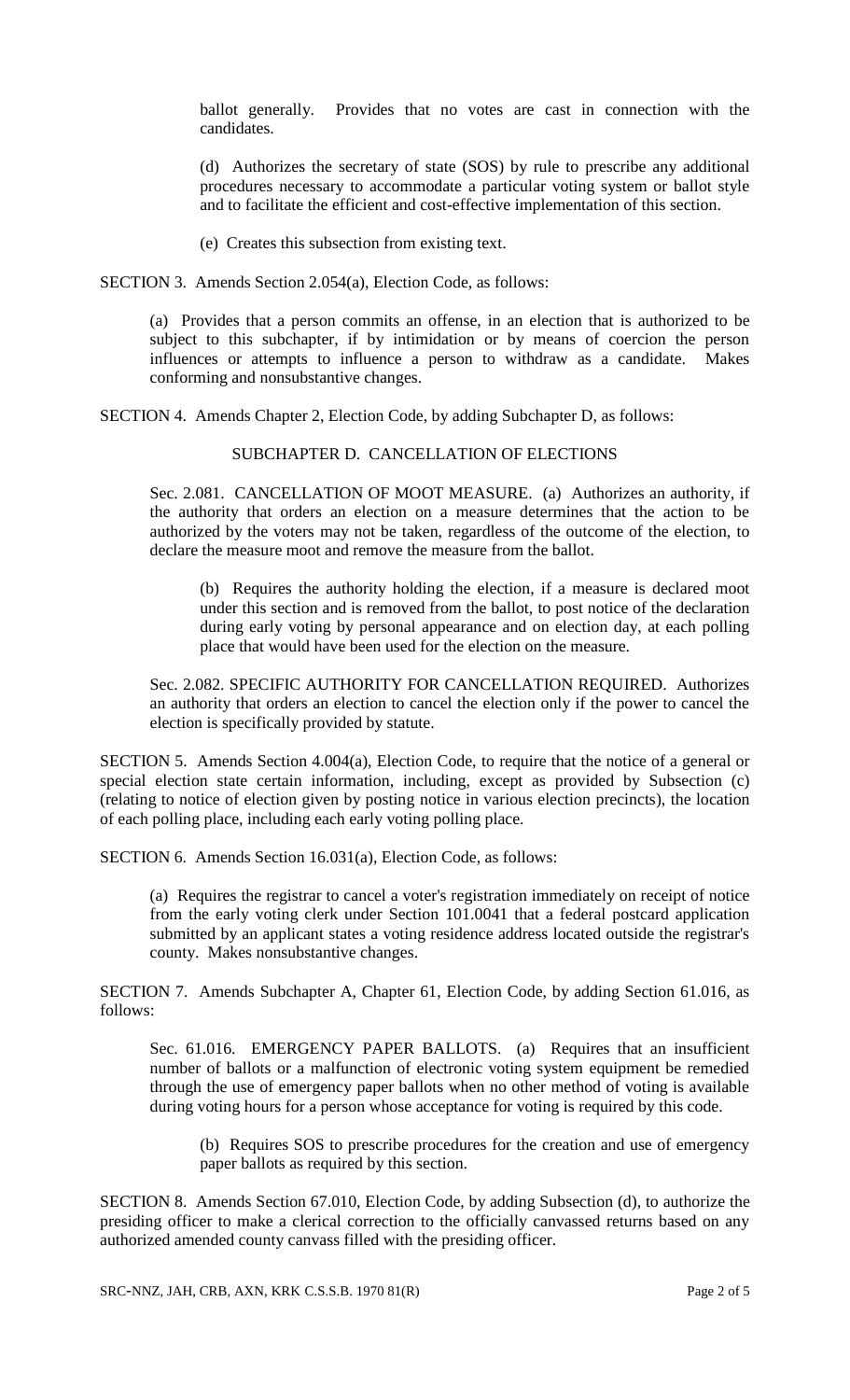ballot generally. Provides that no votes are cast in connection with the candidates.

(d) Authorizes the secretary of state (SOS) by rule to prescribe any additional procedures necessary to accommodate a particular voting system or ballot style and to facilitate the efficient and cost-effective implementation of this section.

(e) Creates this subsection from existing text.

SECTION 3. Amends Section 2.054(a), Election Code, as follows:

(a) Provides that a person commits an offense, in an election that is authorized to be subject to this subchapter, if by intimidation or by means of coercion the person influences or attempts to influence a person to withdraw as a candidate. Makes conforming and nonsubstantive changes.

SECTION 4. Amends Chapter 2, Election Code, by adding Subchapter D, as follows:

SUBCHAPTER D. CANCELLATION OF ELECTIONS

Sec. 2.081. CANCELLATION OF MOOT MEASURE. (a) Authorizes an authority, if the authority that orders an election on a measure determines that the action to be authorized by the voters may not be taken, regardless of the outcome of the election, to declare the measure moot and remove the measure from the ballot.

(b) Requires the authority holding the election, if a measure is declared moot under this section and is removed from the ballot, to post notice of the declaration during early voting by personal appearance and on election day, at each polling place that would have been used for the election on the measure.

Sec. 2.082. SPECIFIC AUTHORITY FOR CANCELLATION REQUIRED. Authorizes an authority that orders an election to cancel the election only if the power to cancel the election is specifically provided by statute.

SECTION 5. Amends Section 4.004(a), Election Code, to require that the notice of a general or special election state certain information, including, except as provided by Subsection (c) (relating to notice of election given by posting notice in various election precincts), the location of each polling place, including each early voting polling place.

SECTION 6. Amends Section 16.031(a), Election Code, as follows:

(a) Requires the registrar to cancel a voter's registration immediately on receipt of notice from the early voting clerk under Section 101.0041 that a federal postcard application submitted by an applicant states a voting residence address located outside the registrar's county. Makes nonsubstantive changes.

SECTION 7. Amends Subchapter A, Chapter 61, Election Code, by adding Section 61.016, as follows:

Sec. 61.016. EMERGENCY PAPER BALLOTS. (a) Requires that an insufficient number of ballots or a malfunction of electronic voting system equipment be remedied through the use of emergency paper ballots when no other method of voting is available during voting hours for a person whose acceptance for voting is required by this code.

(b) Requires SOS to prescribe procedures for the creation and use of emergency paper ballots as required by this section.

SECTION 8. Amends Section 67.010, Election Code, by adding Subsection (d), to authorize the presiding officer to make a clerical correction to the officially canvassed returns based on any authorized amended county canvass filled with the presiding officer.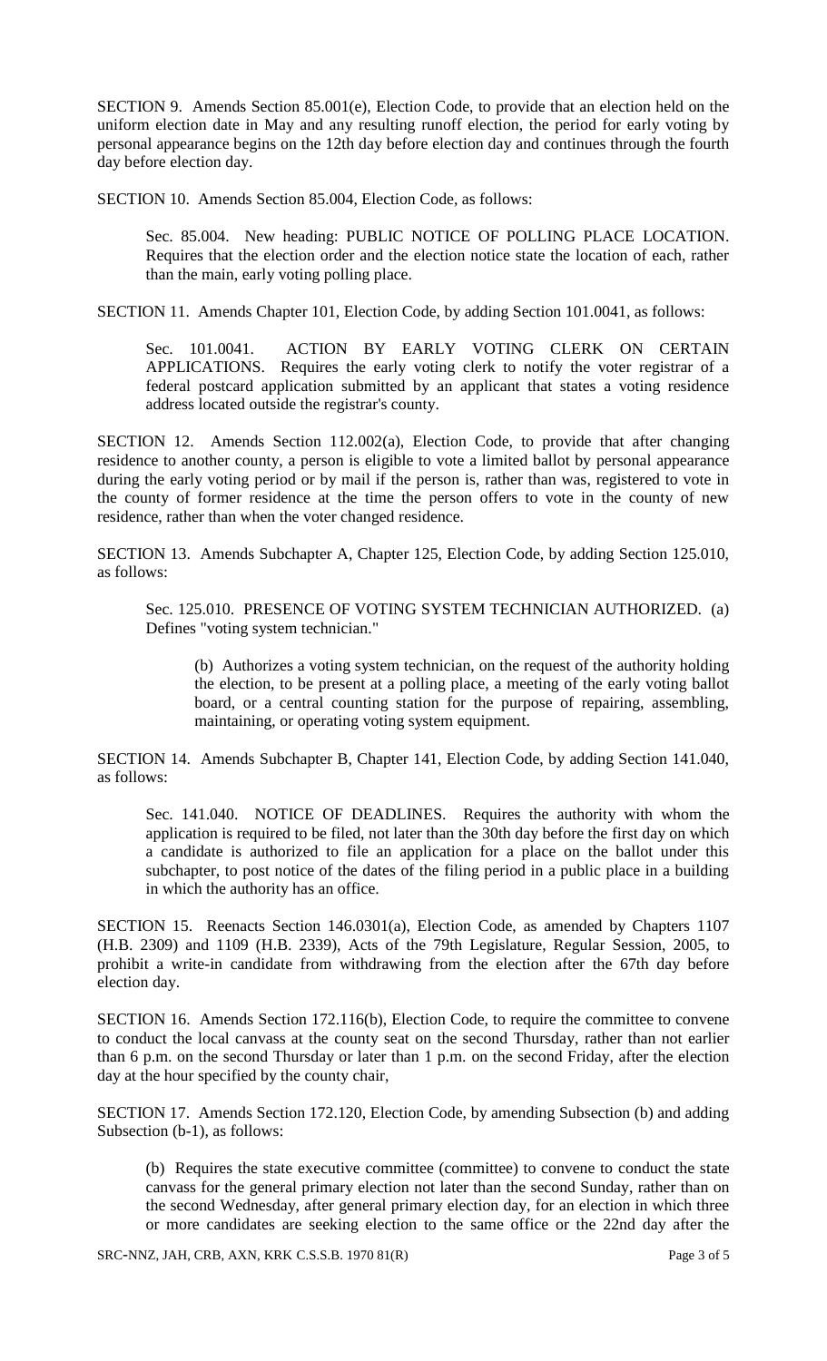SECTION 9. Amends Section 85.001(e), Election Code, to provide that an election held on the uniform election date in May and any resulting runoff election, the period for early voting by personal appearance begins on the 12th day before election day and continues through the fourth day before election day.

SECTION 10. Amends Section 85.004, Election Code, as follows:

> Sec. 85.004. New heading: PUBLIC NOTICE OF POLLING PLACE LOCATION. Requires that the election order and the election notice state the location of each, rather than the main, early voting polling place.

SECTION 11. Amends Chapter 101, Election Code, by adding Section 101.0041, as follows:

> Sec. 101.0041. ACTION BY EARLY VOTING CLERK ON CERTAIN APPLICATIONS. Requires the early voting clerk to notify the voter registrar of a federal postcard application submitted by an applicant that states a voting residence address located outside the registrar's county.

SECTION 12. Amends Section 112.002(a), Election Code, to provide that after changing residence to another county, a person is eligible to vote a limited ballot by personal appearance during the early voting period or by mail if the person is, rather than was, registered to vote in the county of former residence at the time the person offers to vote in the county of new residence, rather than when the voter changed residence.

SECTION 13. Amends Subchapter A, Chapter 125, Election Code, by adding Section 125.010, as follows:

> Sec. 125.010. PRESENCE OF VOTING SYSTEM TECHNICIAN AUTHORIZED. (a) Defines "voting system technician."
>
> > (b) Authorizes a voting system technician, on the request of the authority holding the election, to be present at a polling place, a meeting of the early voting ballot board, or a central counting station for the purpose of repairing, assembling, maintaining, or operating voting system equipment.

SECTION 14. Amends Subchapter B, Chapter 141, Election Code, by adding Section 141.040, as follows:

> Sec. 141.040. NOTICE OF DEADLINES. Requires the authority with whom the application is required to be filed, not later than the 30th day before the first day on which a candidate is authorized to file an application for a place on the ballot under this subchapter, to post notice of the dates of the filing period in a public place in a building in which the authority has an office.

SECTION 15. Reenacts Section 146.0301(a), Election Code, as amended by Chapters 1107 (H.B. 2309) and 1109 (H.B. 2339), Acts of the 79th Legislature, Regular Session, 2005, to prohibit a write-in candidate from withdrawing from the election after the 67th day before election day.

SECTION 16. Amends Section 172.116(b), Election Code, to require the committee to convene to conduct the local canvass at the county seat on the second Thursday, rather than not earlier than 6 p.m. on the second Thursday or later than 1 p.m. on the second Friday, after the election day at the hour specified by the county chair,

SECTION 17. Amends Section 172.120, Election Code, by amending Subsection (b) and adding Subsection (b-1), as follows:

> (b) Requires the state executive committee (committee) to convene to conduct the state canvass for the general primary election not later than the second Sunday, rather than on the second Wednesday, after general primary election day, for an election in which three or more candidates are seeking election to the same office or the 22nd day after the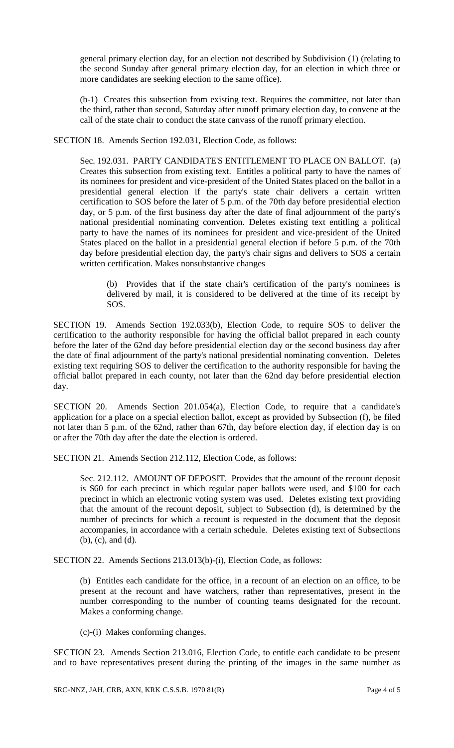general primary election day, for an election not described by Subdivision (1) (relating to the second Sunday after general primary election day, for an election in which three or more candidates are seeking election to the same office).

(b-1) Creates this subsection from existing text. Requires the committee, not later than the third, rather than second, Saturday after runoff primary election day, to convene at the call of the state chair to conduct the state canvass of the runoff primary election.

SECTION 18. Amends Section 192.031, Election Code, as follows:

Sec. 192.031. PARTY CANDIDATE'S ENTITLEMENT TO PLACE ON BALLOT. (a) Creates this subsection from existing text. Entitles a political party to have the names of its nominees for president and vice-president of the United States placed on the ballot in a presidential general election if the party's state chair delivers a certain written certification to SOS before the later of 5 p.m. of the 70th day before presidential election day, or 5 p.m. of the first business day after the date of final adjournment of the party's national presidential nominating convention. Deletes existing text entitling a political party to have the names of its nominees for president and vice-president of the United States placed on the ballot in a presidential general election if before 5 p.m. of the 70th day before presidential election day, the party's chair signs and delivers to SOS a certain written certification. Makes nonsubstantive changes

(b) Provides that if the state chair's certification of the party's nominees is delivered by mail, it is considered to be delivered at the time of its receipt by SOS.

SECTION 19. Amends Section 192.033(b), Election Code, to require SOS to deliver the certification to the authority responsible for having the official ballot prepared in each county before the later of the 62nd day before presidential election day or the second business day after the date of final adjournment of the party's national presidential nominating convention. Deletes existing text requiring SOS to deliver the certification to the authority responsible for having the official ballot prepared in each county, not later than the 62nd day before presidential election day.

SECTION 20. Amends Section 201.054(a), Election Code, to require that a candidate's application for a place on a special election ballot, except as provided by Subsection (f), be filed not later than 5 p.m. of the 62nd, rather than 67th, day before election day, if election day is on or after the 70th day after the date the election is ordered.

SECTION 21. Amends Section 212.112, Election Code, as follows:

Sec. 212.112. AMOUNT OF DEPOSIT. Provides that the amount of the recount deposit is $60 for each precinct in which regular paper ballots were used, and $100 for each precinct in which an electronic voting system was used. Deletes existing text providing that the amount of the recount deposit, subject to Subsection (d), is determined by the number of precincts for which a recount is requested in the document that the deposit accompanies, in accordance with a certain schedule. Deletes existing text of Subsections (b), (c), and (d).

SECTION 22. Amends Sections 213.013(b)-(i), Election Code, as follows:

(b) Entitles each candidate for the office, in a recount of an election on an office, to be present at the recount and have watchers, rather than representatives, present in the number corresponding to the number of counting teams designated for the recount. Makes a conforming change.

(c)-(i) Makes conforming changes.

SECTION 23. Amends Section 213.016, Election Code, to entitle each candidate to be present and to have representatives present during the printing of the images in the same number as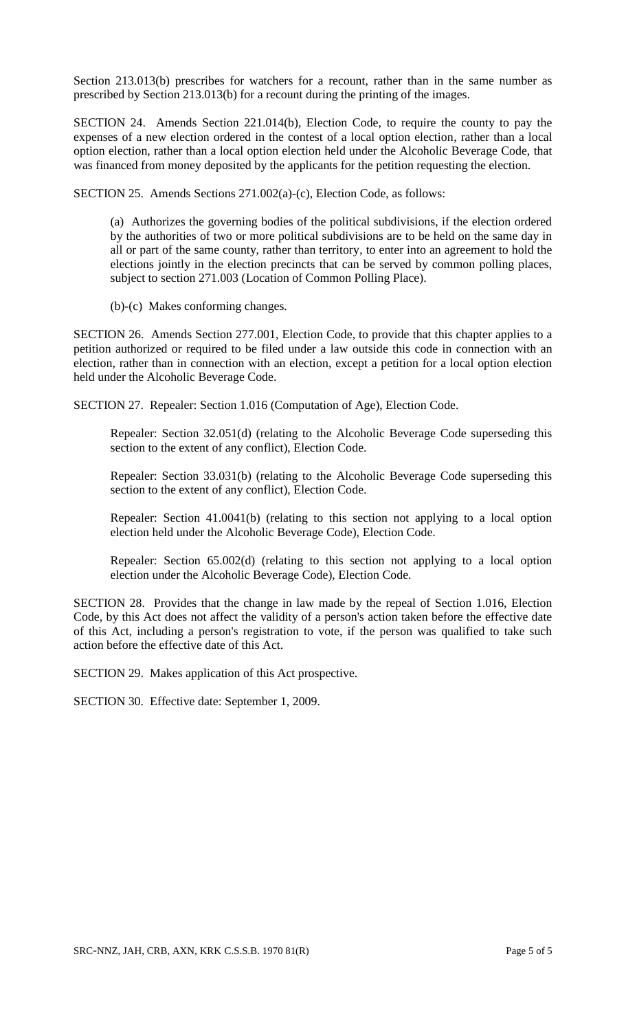Section 213.013(b) prescribes for watchers for a recount, rather than in the same number as prescribed by Section 213.013(b) for a recount during the printing of the images.

SECTION 24. Amends Section 221.014(b), Election Code, to require the county to pay the expenses of a new election ordered in the contest of a local option election, rather than a local option election, rather than a local option election held under the Alcoholic Beverage Code, that was financed from money deposited by the applicants for the petition requesting the election.

SECTION 25. Amends Sections 271.002(a)-(c), Election Code, as follows:

(a) Authorizes the governing bodies of the political subdivisions, if the election ordered by the authorities of two or more political subdivisions are to be held on the same day in all or part of the same county, rather than territory, to enter into an agreement to hold the elections jointly in the election precincts that can be served by common polling places, subject to section 271.003 (Location of Common Polling Place).

(b)-(c) Makes conforming changes.

SECTION 26. Amends Section 277.001, Election Code, to provide that this chapter applies to a petition authorized or required to be filed under a law outside this code in connection with an election, rather than in connection with an election, except a petition for a local option election held under the Alcoholic Beverage Code.

SECTION 27. Repealer: Section 1.016 (Computation of Age), Election Code.

Repealer: Section 32.051(d) (relating to the Alcoholic Beverage Code superseding this section to the extent of any conflict), Election Code.

Repealer: Section 33.031(b) (relating to the Alcoholic Beverage Code superseding this section to the extent of any conflict), Election Code.

Repealer: Section 41.0041(b) (relating to this section not applying to a local option election held under the Alcoholic Beverage Code), Election Code.

Repealer: Section 65.002(d) (relating to this section not applying to a local option election under the Alcoholic Beverage Code), Election Code.

SECTION 28. Provides that the change in law made by the repeal of Section 1.016, Election Code, by this Act does not affect the validity of a person's action taken before the effective date of this Act, including a person's registration to vote, if the person was qualified to take such action before the effective date of this Act.

SECTION 29. Makes application of this Act prospective.

SECTION 30. Effective date: September 1, 2009.